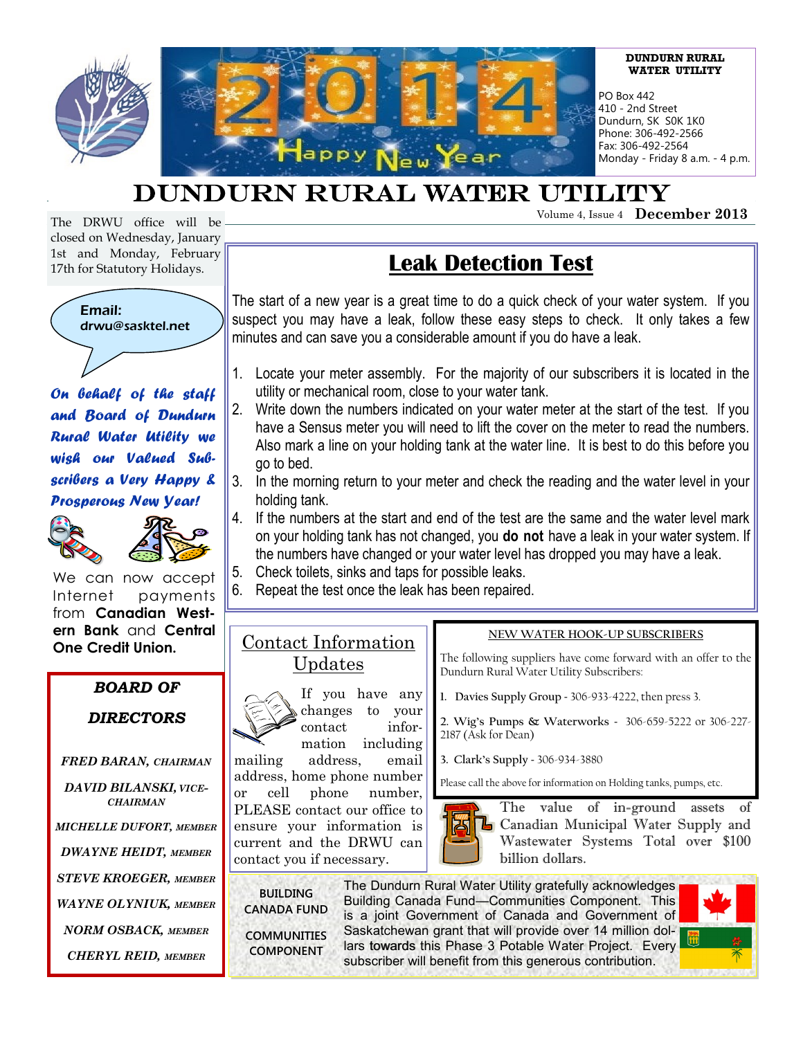**DUNDURN RURAL WATER UTILITY**

PO Box 442
410 - 2nd Street
Dundurn, SK S0K 1K0
Phone: 306-492-2566
Fax: 306-492-2564
Monday - Friday 8 a.m. - 4 p.m.

2014 Happy New Year

# DUNDURN RURAL WATER UTILITY

Volume 4, Issue 4 **December 2013**

The DRWU office will be closed on Wednesday, January 1st and Monday, February 17th for Statutory Holidays.

Email: drwu@sasktel.net

***On behalf of the staff and Board of Dundurn Rural Water Utility we wish our Valued Subscribers a Very Happy & Prosperous New Year!***

We can now accept Internet payments from **Canadian Western Bank** and **Central One Credit Union.**

## ***BOARD OF DIRECTORS***

***FRED BARAN,*** *CHAIRMAN*

***DAVID BILANSKI,*** *VICE-CHAIRMAN*

***MICHELLE DUFORT,*** *MEMBER*

***DWAYNE HEIDT,*** *MEMBER*

***STEVE KROEGER,*** *MEMBER*

***WAYNE OLYNIUK,*** *MEMBER*

***NORM OSBACK,*** *MEMBER*

***CHERYL REID,*** *MEMBER*

## Leak Detection Test

The start of a new year is a great time to do a quick check of your water system. If you suspect you may have a leak, follow these easy steps to check. It only takes a few minutes and can save you a considerable amount if you do have a leak.

1. Locate your meter assembly. For the majority of our subscribers it is located in the utility or mechanical room, close to your water tank.
2. Write down the numbers indicated on your water meter at the start of the test. If you have a Sensus meter you will need to lift the cover on the meter to read the numbers. Also mark a line on your holding tank at the water line. It is best to do this before you go to bed.
3. In the morning return to your meter and check the reading and the water level in your holding tank.
4. If the numbers at the start and end of the test are the same and the water level mark on your holding tank has not changed, you **do not** have a leak in your water system. If the numbers have changed or your water level has dropped you may have a leak.
5. Check toilets, sinks and taps for possible leaks.
6. Repeat the test once the leak has been repaired.

## Contact Information Updates

If you have any changes to your contact information including mailing address, email address, home phone number or cell phone number, PLEASE contact our office to ensure your information is current and the DRWU can contact you if necessary.

## NEW WATER HOOK-UP SUBSCRIBERS

The following suppliers have come forward with an offer to the Dundurn Rural Water Utility Subscribers:

1. Davies Supply Group - 306-933-4222, then press 3.
2. Wig's Pumps & Waterworks - 306-659-5222 or 306-227-2187 (Ask for Dean)
3. Clark's Supply - 306-934-3880

Please call the above for information on Holding tanks, pumps, etc.

The value of in-ground assets of Canadian Municipal Water Supply and Wastewater Systems Total over $100 billion dollars.

**BUILDING CANADA FUND**

**COMMUNITIES COMPONENT**

The Dundurn Rural Water Utility gratefully acknowledges Building Canada Fund—Communities Component. This is a joint Government of Canada and Government of Saskatchewan grant that will provide over 14 million dollars towards this Phase 3 Potable Water Project. Every subscriber will benefit from this generous contribution.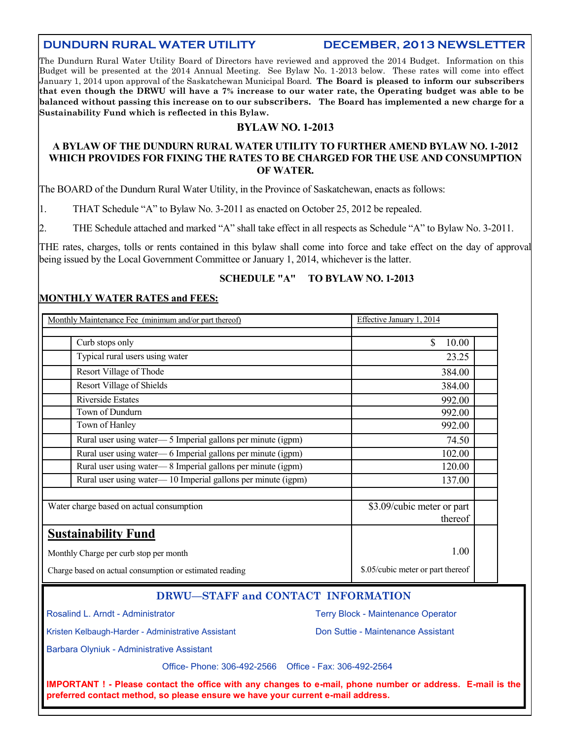## DUNDURN RURAL WATER UTILITY — DECEMBER, 2013 NEWSLETTER

The Dundurn Rural Water Utility Board of Directors have reviewed and approved the 2014 Budget. Information on this Budget will be presented at the 2014 Annual Meeting. See Bylaw No. 1-2013 below. These rates will come into effect January 1, 2014 upon approval of the Saskatchewan Municipal Board. **The Board is pleased to inform our subscribers that even though the DRWU will have a 7% increase to our water rate, the Operating budget was able to be balanced without passing this increase on to our subscribers. The Board has implemented a new charge for a Sustainability Fund which is reflected in this Bylaw.**

### BYLAW NO. 1-2013

**A BYLAW OF THE DUNDURN RURAL WATER UTILITY TO FURTHER AMEND BYLAW NO. 1-2012 WHICH PROVIDES FOR FIXING THE RATES TO BE CHARGED FOR THE USE AND CONSUMPTION OF WATER.**

The BOARD of the Dundurn Rural Water Utility, in the Province of Saskatchewan, enacts as follows:

1. THAT Schedule "A" to Bylaw No. 3-2011 as enacted on October 25, 2012 be repealed.
2. THE Schedule attached and marked "A" shall take effect in all respects as Schedule "A" to Bylaw No. 3-2011.

THE rates, charges, tolls or rents contained in this bylaw shall come into force and take effect on the day of approval being issued by the Local Government Committee or January 1, 2014, whichever is the latter.

**SCHEDULE "A" TO BYLAW NO. 1-2013**

**MONTHLY WATER RATES and FEES:**

| Monthly Maintenance Fee (minimum and/or part thereof) | Effective January 1, 2014 |
|---|---|
| Curb stops only | $ 10.00 |
| Typical rural users using water | 23.25 |
| Resort Village of Thode | 384.00 |
| Resort Village of Shields | 384.00 |
| Riverside Estates | 992.00 |
| Town of Dundurn | 992.00 |
| Town of Hanley | 992.00 |
| Rural user using water— 5 Imperial gallons per minute (igpm) | 74.50 |
| Rural user using water— 6 Imperial gallons per minute (igpm) | 102.00 |
| Rural user using water— 8 Imperial gallons per minute (igpm) | 120.00 |
| Rural user using water— 10 Imperial gallons per minute (igpm) | 137.00 |
| | |
| Water charge based on actual consumption | $3.09/cubic meter or part thereof |
| **Sustainability Fund** | |
| Monthly Charge per curb stop per month | 1.00 |
| Charge based on actual consumption or estimated reading | $.05/cubic meter or part thereof |

### DRWU—STAFF and CONTACT INFORMATION

Rosalind L. Arndt - Administrator

Kristen Kelbaugh-Harder - Administrative Assistant

Barbara Olyniuk - Administrative Assistant

Terry Block - Maintenance Operator

Don Suttie - Maintenance Assistant

Office- Phone: 306-492-2566    Office - Fax: 306-492-2564

**IMPORTANT ! - Please contact the office with any changes to e-mail, phone number or address. E-mail is the preferred contact method, so please ensure we have your current e-mail address.**